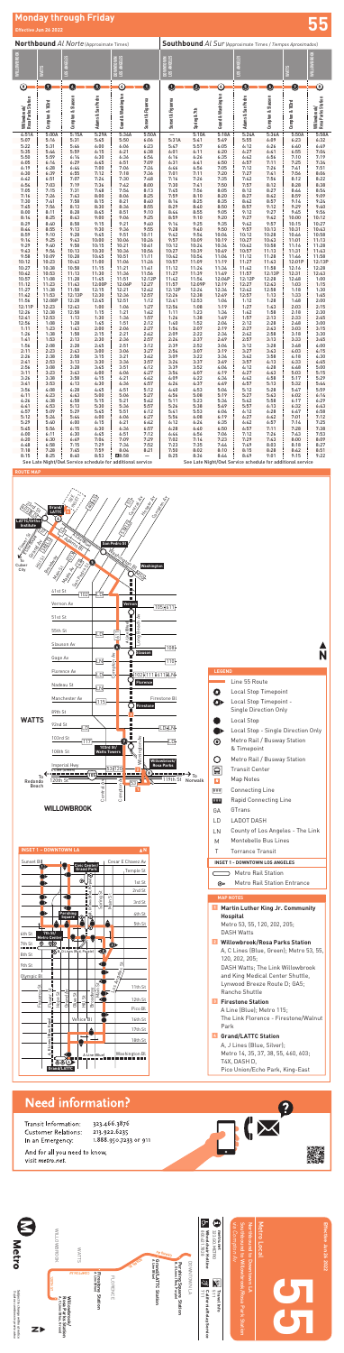# Monday through Friday

Effective Jun 26 2022

## Northbound *Al Norte (Approximate Times)*

| WILLOWBROOK | WATTS | LOS ANGELES | LOS ANGELES | DOWNTOWN LOS ANGELES | DOWNTOWN LOS ANGELES |
|---|---|---|---|---|---|
| 1 | 2 | 3 | 4 | 5 | 6 |
| Willowbrook/Rosa Parks Station | Compton & 103rd St | Compton & Florence | Adams & San Pedro | Grand & Washington | Cesar E Chavez & Vignes |
| 4:51A | 5:00A | 5:15A | 5:29A | 5:34A | 5:50A |
| 5:07 | 5:16 | 5:31 | 5:45 | 5:50 | 6:06 |
| 5:22 | 5:31 | 5:46 | 6:00 | 6:06 | 6:23 |
| 5:37 | 5:46 | 6:01 | 6:16 | 6:22 | 6:40 |
| 5:50 | 5:59 | 6:14 | 6:29 | 6:36 | 6:54 |
| 6:03 | 6:12 | 6:27 | 6:42 | 6:49 | 7:07 |
| 6:15 | 6:24 | 6:40 | 6:55 | 7:02 | 7:20 |
| 6:27 | 6:37 | 6:55 | 7:10 | 7:16 | 7:34 |
| 6:42 | 6:51 | 7:09 | 7:24 | 7:30 | 7:48 |
| 6:56 | 7:03 | 7:19 | 7:36 | 7:42 | 8:00 |
| 7:05 | 7:15 | 7:31 | 7:48 | 7:54 | 8:12 |
| 7:16 | 7:27 | 7:43 | 8:00 | 8:06 | 8:25 |
| 7:28 | 7:39 | 7:55 | 8:12 | 8:19 | 8:38 |
| 7:40 | 7:51 | 8:06 | 8:24 | 8:31 | 8:50 |
| 7:53 | 8:04 | 8:19 | 8:36 | 8:43 | 9:02 |
| 8:06 | 8:17 | 8:32 | 8:49 | 8:56 | 9:15 |
| 8:20 | 8:31 | 8:45 | 9:02 | 9:09 | 9:27 |
| 8:34 | 8:45 | 8:59 | 9:16 | 9:23 | 9:41 |
| 8:47 | 8:58 | 9:13 | 9:30 | 9:37 | 9:55 |
| 9:01 | 9:12 | 9:27 | 9:44 | 9:51 | 10:09 |
| 9:16 | 9:26 | 9:41 | 9:58 | 10:05 | 10:23 |
| 9:29 | 9:40 | 9:55 | 10:12 | 10:19 | 10:37 |
| 9:43 | 9:54 | 10:09 | 10:26 | 10:33 | 10:51 |
| 9:58 | 10:09 | 10:24 | 10:41 | 10:48 | 11:06 |
| 10:12 | 10:23 | 10:38 | 10:55 | 11:02 | 11:20 |
| 10:27 | 10:38 | 10:53 | 11:10 | 11:17 | 11:35 |
| 10:42 | 10:53 | 11:08 | 11:25 | 11:32 | 11:50 |
| 10:57 | 11:08 | 11:23 | 11:40 | 11:47 | 12:05P |
| 11:12 | 11:23 | 11:38 | 11:55 | 12:02P | 12:20 |
| 11:27 | 11:38 | 11:53 | 12:10P | 12:17 | 12:35 |
| 11:42 | 11:53 | 12:08P | 12:25 | 12:32 | 12:50 |
| 11:57 | 12:08P | 12:23 | 12:40 | 12:47 | 1:05 |
| 12:11P | 12:22 | 12:37 | 12:54 | 1:01 | 1:19 |
| 12:26 | 12:37 | 12:52 | 1:09 | 1:16 | 1:34 |
| 12:41 | 12:52 | 1:07 | 1:24 | 1:31 | 1:49 |
| 12:55 | 1:06 | 1:21 | 1:38 | 1:45 | 2:03 |
| 1:10 | 1:21 | 1:36 | 1:53 | 2:00 | 2:18 |
| 1:25 | 1:36 | 1:51 | 2:08 | 2:15 | 2:33 |
| 1:41 | 1:52 | 2:07 | 2:24 | 2:31 | 2:49 |
| 1:56 | 2:06 | 2:21 | 2:39 | 2:46 | 3:04 |
| 2:11 | 2:21 | 2:36 | 2:54 | 3:01 | 3:19 |
| 2:26 | 2:36 | 2:51 | 3:09 | 3:16 | 3:34 |
| 2:41 | 2:51 | 3:06 | 3:24 | 3:31 | 3:49 |
| 2:56 | 3:06 | 3:21 | 3:39 | 3:46 | 4:04 |
| 3:11 | 3:21 | 3:36 | 3:54 | 4:01 | 4:19 |
| 3:26 | 3:36 | 3:51 | 4:09 | 4:16 | 4:34 |
| 3:41 | 3:51 | 4:06 | 4:24 | 4:31 | 4:49 |
| 3:56 | 4:06 | 4:21 | 4:39 | 4:46 | 5:04 |
| 4:11 | 4:21 | 4:36 | 4:54 | 5:01 | 5:19 |
| 4:26 | 4:36 | 4:51 | 5:09 | 5:16 | 5:34 |
| 4:41 | 4:51 | 5:06 | 5:24 | 5:31 | 5:49 |
| 4:57 | 5:07 | 5:22 | 5:39 | 5:46 | 6:04 |
| 5:13 | 5:23 | 5:38 | 5:55 | 6:01 | 6:19 |
| 5:29 | 5:39 | 5:54 | 6:10 | 6:16 | 6:34 |
| 5:45 | 5:55 | 6:10 | 6:25 | 6:31 | 6:49 |
| 6:00 | 6:10 | 6:25 | 6:40 | 6:46 | 7:04 |
| 6:20 | 6:30 | 6:44 | 6:58 | 7:04 | 7:21 |
| 6:40 | 6:49 | 7:03 | 7:17 | 7:23 | 7:40 |
| 7:10 | 7:19 | 7:32 | 7:45 | 7:51 | 8:08 |
| 7:40 | 7:49 | 8:02 | 8:15 | 8:21 | 8:38 |
| 8:15 | 8:25 | 8:40 | 8:52 | 8:58 | 9:15 |

See Late Night/Owl service schedule for additional service

## Southbound *Al Sur (Approximate Times / Tiempos Aproximados)*

| DOWNTOWN LOS ANGELES | DOWNTOWN LOS ANGELES | DOWNTOWN LOS ANGELES | LOS ANGELES | LOS ANGELES | WATTS | WILLOWBROOK |
|---|---|---|---|---|---|---|
| 6 | 7 | 5 | 4 | 3 | 2 | 1 |
| Cesar E Chavez & Vignes | Spring & 7th | Grand & Washington | Adams & San Pedro | Compton & Florence | Compton & 103rd St | Willowbrook/Rosa Parks Station |
| — | — | 5:18A | 5:24A | 5:34A | 5:50A | 5:58A |
| 5:31A | 5:41 | 5:49 | 5:55 | 6:09 | 6:23 | 6:32 |
| 5:47 | 5:57 | 6:05 | 6:12 | 6:26 | 6:40 | 6:49 |
| 6:02 | 6:12 | 6:20 | 6:27 | 6:41 | 6:55 | 7:04 |
| 6:17 | 6:27 | 6:35 | 6:42 | 6:56 | 7:10 | 7:19 |
| 6:30 | 6:40 | 6:48 | 6:55 | 7:10 | 7:24 | 7:33 |
| 6:43 | 6:53 | 7:01 | 7:08 | 7:23 | 7:38 | 7:47 |
| 6:56 | 7:06 | 7:14 | 7:21 | 7:36 | 7:51 | 8:00 |
| 7:09 | 7:19 | 7:27 | 7:34 | 7:49 | 8:04 | 8:13 |
| 7:22 | 7:32 | 7:40 | 7:47 | 8:02 | 8:17 | 8:26 |
| 7:35 | 7:45 | 7:53 | 8:00 | 8:15 | 8:30 | 8:39 |
| 7:48 | 7:58 | 8:06 | 8:13 | 8:28 | 8:43 | 8:52 |
| 8:01 | 8:11 | 8:19 | 8:26 | 8:41 | 8:56 | 9:05 |
| 8:14 | 8:24 | 8:32 | 8:39 | 8:54 | 9:09 | 9:18 |
| 8:28 | 8:38 | 8:46 | 8:53 | 9:08 | 9:23 | 9:32 |
| 8:43 | 8:53 | 9:01 | 9:08 | 9:23 | 9:38 | 9:47 |
| 8:58 | 9:08 | 9:16 | 9:23 | 9:38 | 9:53 | 10:02 |
| 9:13 | 9:23 | 9:31 | 9:38 | 9:53 | 10:08 | 10:17 |
| 9:28 | 9:38 | 9:46 | 9:53 | 10:08 | 10:23 | 10:32 |
| 9:43 | 9:53 | 10:01 | 10:08 | 10:23 | 10:38 | 10:47 |
| 9:58 | 10:08 | 10:16 | 10:23 | 10:38 | 10:53 | 11:02 |
| 10:12 | 10:23 | 10:31 | 10:38 | 10:53 | 11:08 | 11:17 |
| 10:27 | 10:38 | 10:46 | 10:53 | 11:08 | 11:23 | 11:32 |
| 10:42 | 10:53 | 11:01 | 11:08 | 11:23 | 11:38 | 11:47 |
| 10:57 | 11:08 | 11:16 | 11:23 | 11:38 | 11:53 | 12:02P |
| 11:12 | 11:23 | 11:31 | 11:38 | 11:53 | 12:08P | 12:17 |
| 11:27 | 11:38 | 11:46 | 11:53 | 12:08P | 12:23 | 12:32 |
| 11:42 | 11:53 | 12:01P | 12:08P | 12:23 | 12:38 | 12:47 |
| 11:57 | 12:08P | 12:16 | 12:23 | 12:38 | 12:53 | 1:02 |
| 12:11P | 12:23 | 12:31 | 12:38 | 12:53 | 1:08 | 1:17 |
| 12:26 | 12:38 | 12:46 | 12:53 | 1:08 | 1:23 | 1:32 |
| 12:41 | 12:53 | 1:01 | 1:08 | 1:23 | 1:38 | 1:47 |
| 12:56 | 1:08 | 1:16 | 1:23 | 1:38 | 1:53 | 2:02 |
| 1:11 | 1:23 | 1:31 | 1:38 | 1:53 | 2:08 | 2:17 |
| 1:26 | 1:38 | 1:46 | 1:53 | 2:08 | 2:23 | 2:32 |
| 1:41 | 1:53 | 2:01 | 2:08 | 2:23 | 2:38 | 2:47 |
| 1:56 | 2:08 | 2:16 | 2:23 | 2:38 | 2:53 | 3:02 |
| 2:11 | 2:23 | 2:31 | 2:38 | 2:53 | 3:08 | 3:17 |
| 2:26 | 2:38 | 2:46 | 2:53 | 3:08 | 3:23 | 3:32 |
| 2:41 | 2:53 | 3:01 | 3:08 | 3:23 | 3:38 | 3:47 |
| 2:56 | 3:08 | 3:16 | 3:23 | 3:38 | 3:53 | 4:02 |
| 3:11 | 3:23 | 3:31 | 3:38 | 3:53 | 4:08 | 4:17 |
| 3:26 | 3:38 | 3:46 | 3:53 | 4:08 | 4:23 | 4:32 |
| 3:41 | 3:53 | 4:01 | 4:08 | 4:23 | 4:38 | 4:47 |
| 3:56 | 4:08 | 4:16 | 4:23 | 4:38 | 4:53 | 5:02 |
| 4:11 | 4:23 | 4:31 | 4:38 | 4:53 | 5:08 | 5:17 |
| 4:26 | 4:38 | 4:46 | 4:53 | 5:08 | 5:23 | 5:32 |
| 4:41 | 4:53 | 5:01 | 5:08 | 5:23 | 5:38 | 5:47 |
| 4:56 | 5:08 | 5:16 | 5:23 | 5:38 | 5:53 | 6:02 |
| 5:11 | 5:23 | 5:31 | 5:38 | 5:53 | 6:07 | 6:16 |
| 5:26 | 5:38 | 5:46 | 5:53 | 6:07 | 6:21 | 6:30 |
| 5:41 | 5:53 | 6:01 | 6:08 | 6:22 | 6:36 | 6:45 |
| 5:56 | 6:08 | 6:16 | 6:23 | 6:37 | 6:50 | 6:59 |
| 6:14 | 6:25 | 6:33 | 6:40 | 6:53 | 7:06 | 7:15 |
| 6:34 | 6:45 | 6:53 | 6:59 | 7:12 | 7:25 | 7:33 |
| 6:59 | 7:09 | 7:17 | 7:23 | 7:35 | 7:47 | 7:55 |
| 7:25 | 7:35 | 7:43 | 7:49 | 8:01 | 8:13 | 8:21 |
| 7:53 | 8:03 | 8:11 | 8:17 | 8:29 | 8:41 | 8:49 |
| 8:25 | 8:34 | 8:42 | 8:48 | 9:00 | 9:12 | 9:20 |

See Late Night/Owl service schedule for additional service

## ROUTE MAP

**LEGEND**

- Line 55 Route
- Local Stop Timepoint
- Local Stop Timepoint - Single Direction Only
- Local Stop
- Local Stop - Single Direction Only
- Metro Rail / Busway Station & Timepoint
- Metro Rail / Busway Station
- Transit Center
- Map Notes
- Connecting Line
- Rapid Connecting Line
- GA GTrans
- LD LADOT DASH
- LN County of Los Angeles - The Link
- M Montebello Bus Lines
- T Torrance Transit

**INSET 1 – DOWNTOWN LA**

- Metro Rail Station
- Metro Rail Station Entrance

**MAP NOTES**

1. **Martin Luther King Jr. Community Hospital**
   Metro 53, 55, 120, 202, 205; DASH Watts
2. **Willowbrook/Rosa Parks Station**
   A, C Lines (Blue, Green); Metro 53, 55, 120, 202, 205;
   DASH Watts; The Link Willowbrook and King Medical Center Shuttle, Lynwood Breeze Route D; GA5; Rancho Shuttle
3. **Firestone Station**
   A Line (Blue); Metro 115;
   The Link Florence - Firestone/Walnut Park
4. **Grand/LATTC Station**
   A, J Lines (Blue, Silver);
   Metro 14, 35, 37, 38, 55, 460, 603;
   T4X, DASH D,
   Pico Union/Echo Park, King-East

# Need information?

Transit Information: 323.466.3876
Customer Relations: 213.922.6235
In an Emergency: 1.888.950.7233 or 911

And for all you need to know, visit metro.net.

# Metro Local

**55**

Downtown LA - Willowbrook/Rosa Parks Station via Compton Av

Effective Jun 26 2022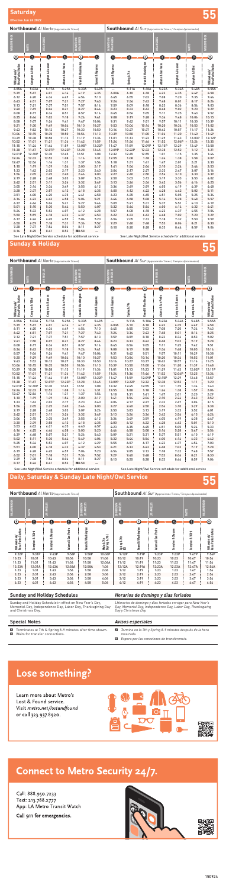# Saturday — 55

**Effective Jun 26 2022**

### Northbound *Al Norte* (Approximate Times)

| Willowbrook/Rosa Parks Station (1) | Compton & 103rd (2) | Compton & Slauson (3) | Adams & San Pedro (4) | Grand & Washington (5) | Temple & Figueroa (6) |
|---|---|---|---|---|---|
| 4:50A | 5:03A | 5:17A | 5:29A | 5:36A | 5:49A |
| 5:39 | 5:47 | 6:01 | 6:14 | 6:19 | 6:35 |
| 6:12 | 6:20 | 6:36 | 6:49 | 6:54 | 7:10 |
| 6:43 | 6:51 | 7:07 | 7:21 | 7:27 | 7:43 |
| 7:13 | 7:21 | 7:37 | 7:51 | 7:57 | 8:14 |
| 7:43 | 7:49 | 8:06 | 8:21 | 8:27 | 8:44 |
| 8:08 | 8:17 | 8:36 | 8:51 | 8:57 | 9:14 |
| 8:35 | 8:44 | 9:03 | 9:18 | 9:24 | 9:41 |
| 8:57 | 9:06 | 9:26 | 9:41 | 9:47 | 10:04 |
| 9:21 | 9:30 | 9:49 | 10:04 | 10:10 | 10:27 |
| 9:43 | 9:52 | 10:12 | 10:27 | 10:33 | 10:50 |
| 10:06 | 10:15 | 10:35 | 10:50 | 10:56 | 11:13 |
| 10:28 | 10:38 | 10:58 | 11:13 | 11:19 | 11:36 |
| 10:52 | 11:01 | 11:21 | 11:36 | 11:42 | 11:59 |
| 11:15 | 11:24 | 11:44 | 11:59 | 12:05P | 12:22P |
| 11:38 | 11:47 | 12:07P | 12:22P | 12:28 | 12:45 |
| 12:01P | 12:10P | 12:30 | 12:45 | 12:51 | 1:08 |
| 12:24 | 12:33 | 12:53 | 1:08 | 1:14 | 1:31 |
| 12:47 | 12:56 | 1:16 | 1:31 | 1:37 | 1:54 |
| 1:10 | 1:19 | 1:39 | 1:54 | 2:00 | 2:17 |
| 1:33 | 1:42 | 2:02 | 2:17 | 2:23 | 2:40 |
| 1:56 | 2:05 | 2:25 | 2:40 | 2:46 | 3:03 |
| 2:19 | 2:28 | 2:48 | 3:03 | 3:09 | 3:26 |
| 2:42 | 2:51 | 3:11 | 3:26 | 3:32 | 3:49 |
| 3:05 | 3:14 | 3:34 | 3:49 | 3:55 | 4:12 |
| 3:28 | 3:37 | 3:57 | 4:12 | 4:18 | 4:35 |
| 3:51 | 4:00 | 4:20 | 4:35 | 4:41 | 4:58 |
| 4:14 | 4:23 | 4:43 | 4:58 | 5:04 | 5:21 |
| 4:37 | 4:46 | 5:06 | 5:21 | 5:27 | 5:44 |
| 5:01 | 5:10 | 5:30 | 5:45 | 5:50 | 6:07 |
| 5:26 | 5:34 | 5:53 | 6:07 | 6:12 | 6:28 |
| 5:50 | 5:59 | 6:18 | 6:32 | 6:37 | 6:53 |
| 6:19 | 6:28 | 6:45 | 6:59 | 7:04 | 7:20 |
| 6:50 | 7:01 | 7:18 | 7:31 | 7:36 | 7:52 |
| 7:28 | 7:37 | 7:54 | 8:06 | 8:11 | 8:27 |
| 8:16 | 8:25 | 8:41 | 8:53 | Ⓐ8:58 | — |

See Late Night/Owl Service schedule for additional service

### Southbound *Al Sur* (Approximate Times / Tiempos Aproximados)

| Temple & Figueroa (6) | Spring & 7th (7) | Grand & Washington (5) | Adams & San Pedro (4) | Compton & Slauson (3) | Compton & 103rd (2) | Willowbrook/Rosa Parks Station (1) |
|---|---|---|---|---|---|---|
| — | 5:11A | 5:18A | 5:23A | 5:34A | 5:48A | 5:55A |
| 6:00A | 6:10 | 6:18 | 6:23 | 6:35 | 6:49 | 6:58 |
| 6:45 | 6:55 | 7:03 | 7:08 | 7:20 | 7:34 | 7:43 |
| 7:24 | 7:34 | 7:43 | 7:48 | 8:01 | 8:17 | 8:25 |
| 7:59 | 8:09 | 8:18 | 8:23 | 8:36 | 8:53 | 9:02 |
| 8:23 | 8:33 | 8:42 | 8:48 | 9:02 | 9:19 | 9:28 |
| 8:45 | 8:56 | 9:05 | 9:11 | 9:25 | 9:43 | 9:52 |
| 9:08 | 9:19 | 9:28 | 9:34 | 9:48 | 10:06 | 10:15 |
| 9:31 | 9:42 | 9:51 | 9:57 | 10:11 | 10:30 | 10:39 |
| 9:53 | 10:04 | 10:14 | 10:20 | 10:34 | 10:53 | 11:02 |
| 10:16 | 10:27 | 10:37 | 10:43 | 10:57 | 11:17 | 11:26 |
| 10:39 | 10:50 | 11:00 | 11:06 | 11:20 | 11:40 | 11:49 |
| 11:01 | 11:13 | 11:23 | 11:29 | 11:43 | 12:03P | 12:12P |
| 11:24 | 11:36 | 11:46 | 11:52 | 12:06P | 12:26 | 12:35 |
| 11:47 | 11:59 | 12:09P | 12:15P | 12:29 | 12:49 | 12:58 |
| 12:09P | 12:22P | 12:32 | 12:38 | 12:52 | 1:12 | 1:21 |
| 12:32 | 12:45 | 12:55 | 1:01 | 1:15 | 1:35 | 1:44 |
| 12:55 | 1:08 | 1:18 | 1:24 | 1:38 | 1:58 | 2:07 |
| 1:18 | 1:31 | 1:41 | 1:47 | 2:01 | 2:21 | 2:30 |
| 1:41 | 1:54 | 2:04 | 2:10 | 2:24 | 2:44 | 2:53 |
| 2:04 | 2:17 | 2:27 | 2:33 | 2:47 | 3:07 | 3:16 |
| 2:27 | 2:40 | 2:50 | 2:56 | 3:10 | 3:30 | 3:39 |
| 2:50 | 3:03 | 3:13 | 3:19 | 3:33 | 3:53 | 4:02 |
| 3:13 | 3:26 | 3:36 | 3:42 | 3:56 | 4:16 | 4:25 |
| 3:36 | 3:49 | 3:59 | 4:05 | 4:19 | 4:39 | 4:48 |
| 4:00 | 4:12 | 4:22 | 4:28 | 4:42 | 5:02 | 5:11 |
| 4:23 | 4:35 | 4:45 | 4:51 | 5:05 | 5:25 | 5:34 |
| 4:46 | 4:58 | 5:08 | 5:14 | 5:28 | 5:48 | 5:57 |
| 5:09 | 5:21 | 5:31 | 5:37 | 5:51 | 6:10 | 6:19 |
| 5:32 | 5:44 | 5:54 | 6:00 | 6:14 | 6:32 | 6:41 |
| 5:55 | 6:07 | 6:17 | 6:23 | 6:37 | 6:54 | 7:03 |
| 6:21 | 6:33 | 6:43 | 6:48 | 7:02 | 7:19 | 7:28 |
| 6:54 | 7:05 | 7:13 | 7:18 | 7:32 | 7:48 | 7:57 |
| 7:29 | 7:40 | 7:48 | 7:53 | 8:06 | 8:21 | 8:30 |
| 8:10 | 8:20 | 8:28 | 8:33 | 8:46 | 8:59 | 9:08 |

See Late Night/Owl Service schedule for additional service

# Sunday & Holiday — 55

### Northbound *Al Norte* (Approximate Times)

| Willowbrook/Rosa Parks Station (1) | Compton & 103rd (2) | Compton & Slauson (3) | Adams & San Pedro (4) | Grand & Washington (5) | Temple & Figueroa (6) |
|---|---|---|---|---|---|
| 4:50A | 5:03A | 5:17A | 5:29A | 5:36A | 5:49A |
| 5:39 | 5:47 | 6:01 | 6:14 | 6:19 | 6:35 |
| 6:12 | 6:20 | 6:36 | 6:49 | 6:54 | 7:10 |
| 6:43 | 6:51 | 7:07 | 7:21 | 7:27 | 7:43 |
| 7:13 | 7:21 | 7:37 | 7:51 | 7:57 | 8:14 |
| 7:43 | 7:49 | 8:06 | 8:21 | 8:27 | 8:44 |
| 8:08 | 8:17 | 8:36 | 8:51 | 8:57 | 9:14 |
| 8:35 | 8:44 | 9:03 | 9:18 | 9:24 | 9:41 |
| 8:57 | 9:06 | 9:26 | 9:41 | 9:47 | 10:04 |
| 9:21 | 9:30 | 9:49 | 10:04 | 10:10 | 10:27 |
| 9:43 | 9:52 | 10:12 | 10:27 | 10:33 | 10:50 |
| 10:06 | 10:15 | 10:35 | 10:50 | 10:56 | 11:13 |
| 10:28 | 10:38 | 10:58 | 11:13 | 11:19 | 11:36 |
| 10:52 | 11:01 | 11:21 | 11:36 | 11:42 | 11:59 |
| 11:15 | 11:24 | 11:44 | 11:59 | 12:05P | 12:22P |
| 11:38 | 11:47 | 12:07P | 12:22P | 12:28 | 12:45 |
| 12:01P | 12:10P | 12:30 | 12:45 | 12:51 | 1:08 |
| 12:24 | 12:33 | 12:53 | 1:08 | 1:14 | 1:31 |
| 12:47 | 12:56 | 1:16 | 1:31 | 1:37 | 1:54 |
| 1:10 | 1:19 | 1:39 | 1:54 | 2:00 | 2:17 |
| 1:33 | 1:42 | 2:02 | 2:17 | 2:23 | 2:40 |
| 1:56 | 2:05 | 2:25 | 2:40 | 2:46 | 3:03 |
| 2:19 | 2:28 | 2:48 | 3:03 | 3:09 | 3:26 |
| 2:42 | 2:51 | 3:11 | 3:26 | 3:32 | 3:49 |
| 3:05 | 3:14 | 3:34 | 3:49 | 3:55 | 4:12 |
| 3:28 | 3:37 | 3:57 | 4:12 | 4:18 | 4:35 |
| 3:51 | 4:00 | 4:20 | 4:35 | 4:41 | 4:58 |
| 4:14 | 4:23 | 4:43 | 4:58 | 5:04 | 5:21 |
| 4:37 | 4:46 | 5:06 | 5:21 | 5:27 | 5:44 |
| 5:01 | 5:10 | 5:30 | 5:45 | 5:50 | 6:07 |
| 5:26 | 5:34 | 5:53 | 6:07 | 6:12 | 6:28 |
| 5:50 | 5:59 | 6:18 | 6:32 | 6:37 | 6:53 |
| 6:19 | 6:28 | 6:45 | 6:59 | 7:04 | 7:20 |
| 6:50 | 7:01 | 7:18 | 7:31 | 7:36 | 7:52 |
| 7:28 | 7:37 | 7:54 | 8:06 | 8:11 | 8:27 |
| 8:16 | 8:25 | 8:41 | 8:53 | Ⓐ8:58 | — |

See Late Night/Owl Service schedule for additional service

### Southbound *Al Sur* (Approximate Times / Tiempos Aproximados)

| Temple & Figueroa (6) | Spring & 7th (7) | Grand & Washington (5) | Adams & San Pedro (4) | Compton & Slauson (3) | Compton & 103rd (2) | Willowbrook/Rosa Parks Station (1) |
|---|---|---|---|---|---|---|
| — | 5:11A | 5:18A | 5:23A | 5:34A | 5:48A | 5:55A |
| 6:00A | 6:10 | 6:18 | 6:23 | 6:35 | 6:49 | 6:58 |
| 6:45 | 6:55 | 7:03 | 7:08 | 7:20 | 7:34 | 7:43 |
| 7:24 | 7:34 | 7:43 | 7:48 | 8:01 | 8:17 | 8:25 |
| 7:59 | 8:09 | 8:18 | 8:23 | 8:36 | 8:53 | 9:02 |
| 8:23 | 8:33 | 8:42 | 8:48 | 9:02 | 9:19 | 9:28 |
| 8:45 | 8:56 | 9:05 | 9:11 | 9:25 | 9:43 | 9:52 |
| 9:08 | 9:19 | 9:28 | 9:34 | 9:48 | 10:06 | 10:15 |
| 9:31 | 9:42 | 9:51 | 9:57 | 10:11 | 10:30 | 10:39 |
| 9:53 | 10:04 | 10:14 | 10:20 | 10:34 | 10:53 | 11:02 |
| 10:16 | 10:27 | 10:37 | 10:43 | 10:57 | 11:17 | 11:26 |
| 10:39 | 10:50 | 11:00 | 11:06 | 11:20 | 11:40 | 11:49 |
| 11:01 | 11:13 | 11:23 | 11:29 | 11:43 | 12:03P | 12:12P |
| 11:24 | 11:36 | 11:46 | 11:52 | 12:06P | 12:26 | 12:35 |
| 11:47 | 11:59 | 12:09P | 12:15P | 12:29 | 12:49 | 12:58 |
| 12:09P | 12:22P | 12:32 | 12:38 | 12:52 | 1:12 | 1:21 |
| 12:32 | 12:45 | 12:55 | 1:01 | 1:15 | 1:35 | 1:44 |
| 12:55 | 1:08 | 1:18 | 1:24 | 1:38 | 1:58 | 2:07 |
| 1:18 | 1:31 | 1:41 | 1:47 | 2:01 | 2:21 | 2:30 |
| 1:41 | 1:54 | 2:04 | 2:10 | 2:24 | 2:44 | 2:53 |
| 2:04 | 2:17 | 2:27 | 2:33 | 2:47 | 3:07 | 3:16 |
| 2:27 | 2:40 | 2:50 | 2:56 | 3:10 | 3:30 | 3:39 |
| 2:50 | 3:03 | 3:13 | 3:19 | 3:33 | 3:53 | 4:02 |
| 3:13 | 3:26 | 3:36 | 3:42 | 3:56 | 4:16 | 4:25 |
| 3:36 | 3:49 | 3:59 | 4:05 | 4:19 | 4:39 | 4:48 |
| 4:00 | 4:12 | 4:22 | 4:28 | 4:42 | 5:02 | 5:11 |
| 4:23 | 4:35 | 4:45 | 4:51 | 5:05 | 5:25 | 5:34 |
| 4:46 | 4:58 | 5:08 | 5:14 | 5:28 | 5:48 | 5:57 |
| 5:09 | 5:21 | 5:31 | 5:37 | 5:51 | 6:10 | 6:19 |
| 5:32 | 5:44 | 5:54 | 6:00 | 6:14 | 6:32 | 6:41 |
| 5:55 | 6:07 | 6:17 | 6:23 | 6:37 | 6:54 | 7:03 |
| 6:21 | 6:33 | 6:43 | 6:48 | 7:02 | 7:19 | 7:28 |
| 6:54 | 7:05 | 7:13 | 7:18 | 7:32 | 7:48 | 7:57 |
| 7:29 | 7:40 | 7:48 | 7:53 | 8:06 | 8:21 | 8:30 |
| 8:10 | 8:20 | 8:28 | 8:33 | 8:46 | 8:59 | 9:08 |

See Late Night/Owl Service schedule for additional service

# Daily, Saturday & Sunday Late Night/Owl Service — 55

### Northbound *Al Norte* (Approximate Times)

| Willowbrook/Rosa Parks Station (1) | Compton & 103rd (2) | Compton & Slauson (3) | Adams & San Pedro (4) | Grand & Washington (5) | Main & 7th (Spring & 7th) (6) |
|---|---|---|---|---|---|
| 9:22P | 9:31P | 9:43P | 9:54P | 9:58P | 10:06P |
| 10:23 | 10:31 | 10:43 | 10:54 | 10:58 | 11:06 |
| 11:23 | 11:31 | 11:43 | 11:54 | 11:58 | 12:06A |
| 12:23A | 12:31A | 12:43A | 12:54A | 12:58A | 1:06 |
| 1:23 | 1:31 | 1:43 | 1:54 | 1:58 | 2:06 |
| 2:23 | 2:31 | 2:43 | 2:54 | 2:58 | 3:06 |
| 3:23 | 3:31 | 3:43 | 3:54 | 3:58 | 4:06 |
| 4:23 | 4:31 | 4:43 | 4:54 | 4:58 | 5:06 |

### Southbound *Al Sur* (Approximate Times / Tiempos Aproximados)

| Spring & 7th (7) | Grand & Washington (5) | Adams & San Pedro (4) | Compton & Slauson (3) | Compton & 103rd (2) | Willowbrook/Rosa Parks Station (1) |
|---|---|---|---|---|---|
| 9:12P | 9:19P | 9:22P | 9:33P | 9:47P | 9:54P |
| 10:12 | 10:19 | 10:23 | 10:33 | 10:47 | 10:54 |
| 11:12 | 11:19 | 11:23 | 11:33 | 11:47 | 11:54 |
| 12:12A | 12:19A | 12:23A | 12:33A | 12:47A | 12:54A |
| 1:12 | 1:19 | 1:23 | 1:33 | 1:47 | 1:54 |
| 2:12 | 2:19 | 2:23 | 2:33 | 2:47 | 2:54 |
| 3:12 | 3:19 | 3:23 | 3:33 | 3:47 | 3:54 |
| 4:12 | 4:19 | 4:23 | 4:33 | 4:47 | 4:54 |

## Sunday and Holiday Schedules

Sunday and Holiday Schedule in effect on New Year's Day, Memorial Day, Independence Day, Labor Day, Thanksgiving Day and Christmas Day.

## Horarios de domingo y días feriados

Horarios de domingo y días feriados en vigor para New Year's Day, Memorial Day, Independence Day, Labor Day, Thanksgiving Day y Christmas Day.

## Special Notes

Ⓐ Terminates at 7th & Spring 8-9 minutes after time shown.

Ⓑ Waits for transfer connections.

## Avisos especiales

Ⓐ *Termina en la 7th y Spring 8-9 minutos después de la hora mostrada.*

Ⓑ *Espera por las conexiones de transferencia.*

# Lose something?

Learn more about Metro's Lost & Found service. Visit metro.net/lostandfound or call 323.937.8920.

# Connect to Metro Security 24/7.

Call: 888.950.7233
Text: 213.788.2777
App: LA Metro Transit Watch

Call 911 for emergencies.

150924